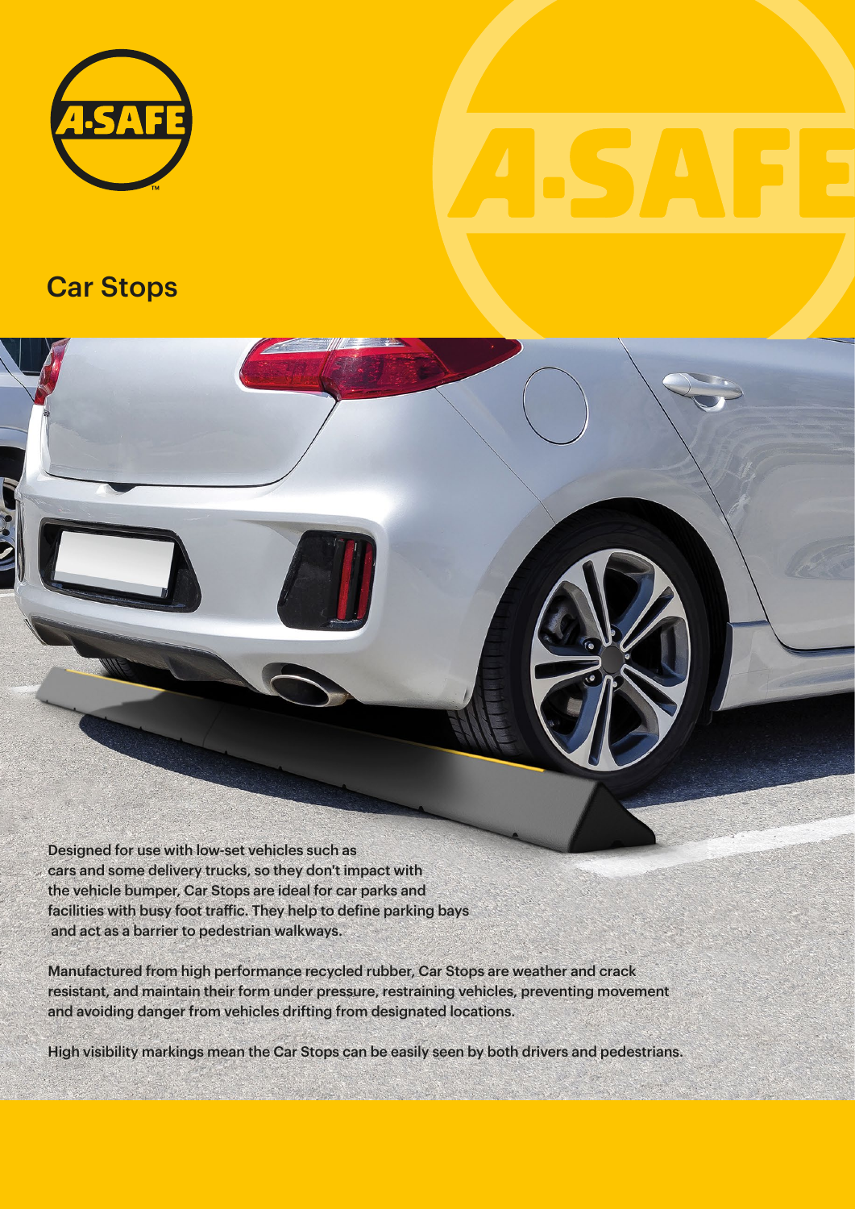# Car Stops

Designed for use with low-set vehicles such as cars and some delivery trucks, so they don't impact with the vehicle bumper, Car Stops are ideal for car parks and facilities with busy foot traffic. They help to define parking bays and act as a barrier to pedestrian walkways.

Manufactured from high performance recycled rubber, Car Stops are weather and crack resistant, and maintain their form under pressure, restraining vehicles, preventing movement and avoiding danger from vehicles drifting from designated locations.

High visibility markings mean the Car Stops can be easily seen by both drivers and pedestrians.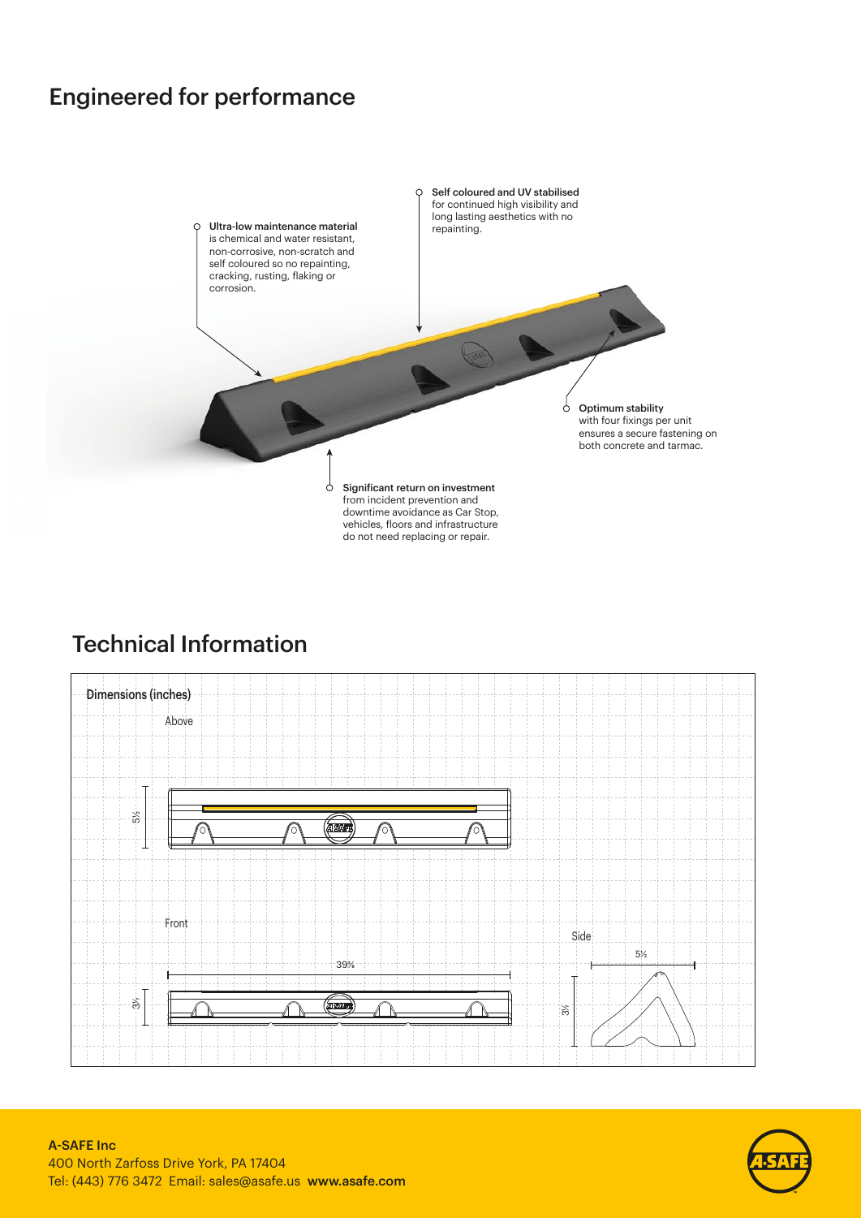## Engineered for performance

**Ultra-low maintenance material** is chemical and water resistant, non-corrosive, non-scratch and self coloured so no repainting, cracking, rusting, flaking or corrosion.

**Self coloured and UV stabilised** for continued high visibility and long lasting aesthetics with no repainting.

**Optimum stability** with four fixings per unit ensures a secure fastening on both concrete and tarmac.

**Significant return on investment** from incident prevention and downtime avoidance as Car Stop, vehicles, floors and infrastructure do not need replacing or repair.

## Technical Information

Dimensions (inches)

Above

5½

Front

39¾

3½

Side

5½

3½

**A-SAFE Inc**
400 North Zarfoss Drive York, PA 17404
Tel: (443) 776 3472 Email: sales@asafe.us **www.asafe.com**